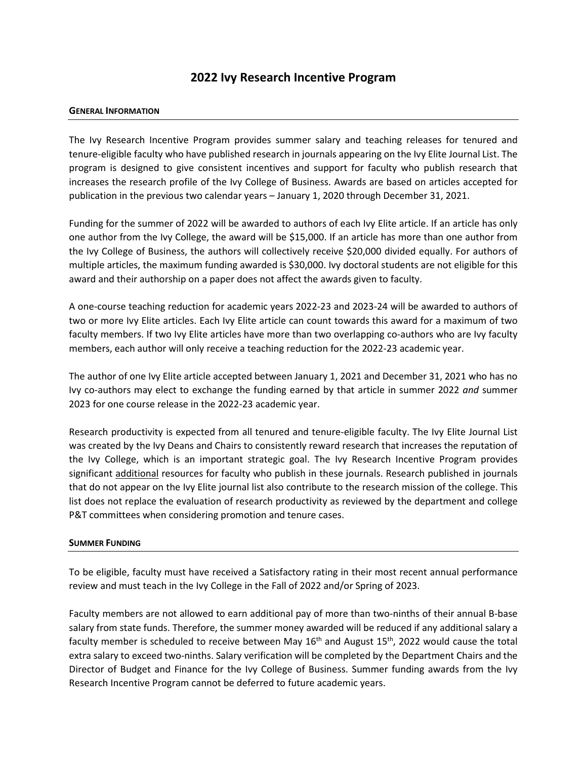# 2022 Ivy Research Incentive Program

## General Information

The Ivy Research Incentive Program provides summer salary and teaching releases for tenured and tenure-eligible faculty who have published research in journals appearing on the Ivy Elite Journal List. The program is designed to give consistent incentives and support for faculty who publish research that increases the research profile of the Ivy College of Business. Awards are based on articles accepted for publication in the previous two calendar years – January 1, 2020 through December 31, 2021.

Funding for the summer of 2022 will be awarded to authors of each Ivy Elite article. If an article has only one author from the Ivy College, the award will be $15,000. If an article has more than one author from the Ivy College of Business, the authors will collectively receive $20,000 divided equally. For authors of multiple articles, the maximum funding awarded is $30,000. Ivy doctoral students are not eligible for this award and their authorship on a paper does not affect the awards given to faculty.

A one-course teaching reduction for academic years 2022-23 and 2023-24 will be awarded to authors of two or more Ivy Elite articles. Each Ivy Elite article can count towards this award for a maximum of two faculty members. If two Ivy Elite articles have more than two overlapping co-authors who are Ivy faculty members, each author will only receive a teaching reduction for the 2022-23 academic year.

The author of one Ivy Elite article accepted between January 1, 2021 and December 31, 2021 who has no Ivy co-authors may elect to exchange the funding earned by that article in summer 2022 *and* summer 2023 for one course release in the 2022-23 academic year.

Research productivity is expected from all tenured and tenure-eligible faculty. The Ivy Elite Journal List was created by the Ivy Deans and Chairs to consistently reward research that increases the reputation of the Ivy College, which is an important strategic goal. The Ivy Research Incentive Program provides significant <u>additional</u> resources for faculty who publish in these journals. Research published in journals that do not appear on the Ivy Elite journal list also contribute to the research mission of the college. This list does not replace the evaluation of research productivity as reviewed by the department and college P&T committees when considering promotion and tenure cases.

## Summer Funding

To be eligible, faculty must have received a Satisfactory rating in their most recent annual performance review and must teach in the Ivy College in the Fall of 2022 and/or Spring of 2023.

Faculty members are not allowed to earn additional pay of more than two-ninths of their annual B-base salary from state funds. Therefore, the summer money awarded will be reduced if any additional salary a faculty member is scheduled to receive between May 16th and August 15th, 2022 would cause the total extra salary to exceed two-ninths. Salary verification will be completed by the Department Chairs and the Director of Budget and Finance for the Ivy College of Business. Summer funding awards from the Ivy Research Incentive Program cannot be deferred to future academic years.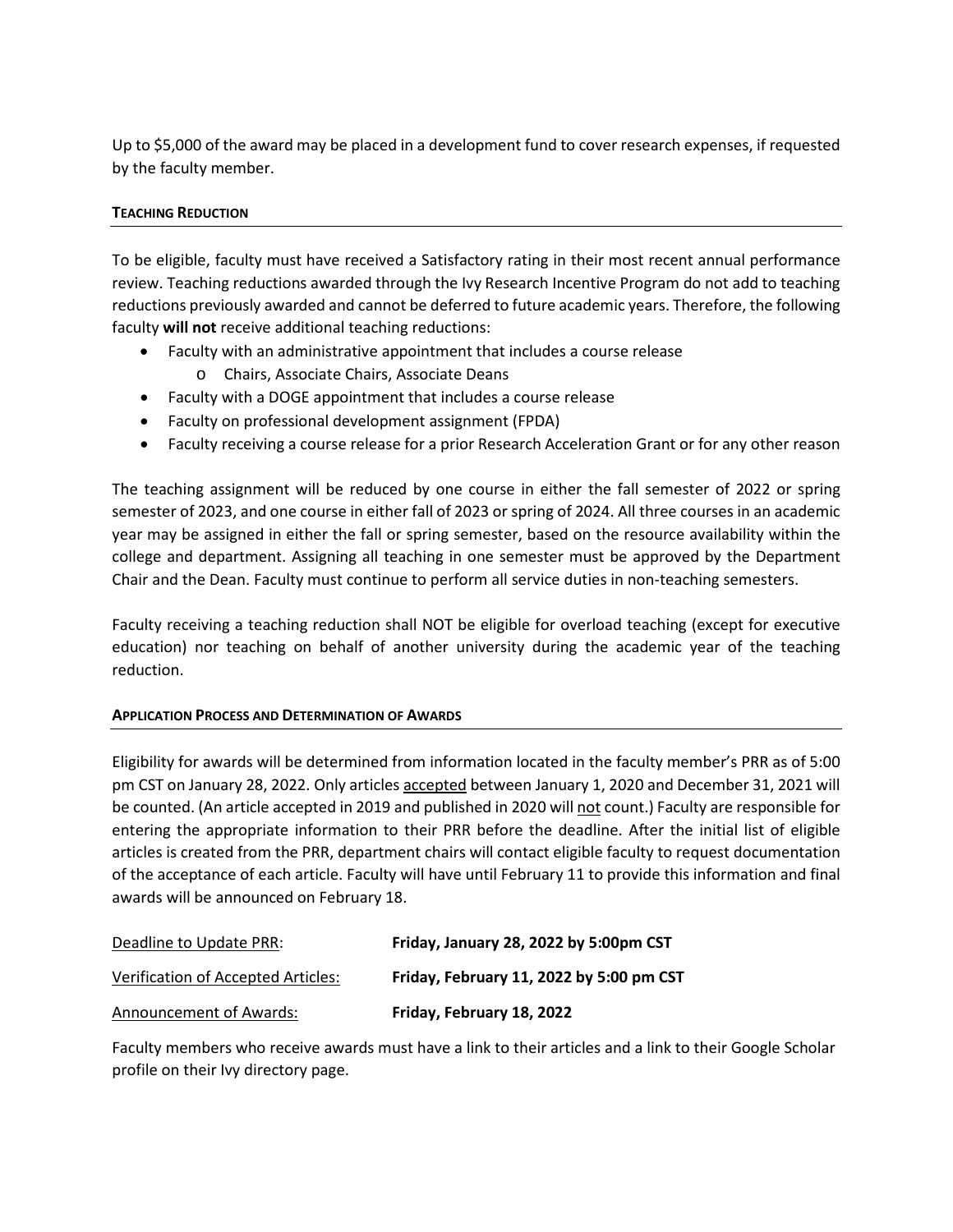Up to $5,000 of the award may be placed in a development fund to cover research expenses, if requested by the faculty member.

### Teaching Reduction

To be eligible, faculty must have received a Satisfactory rating in their most recent annual performance review. Teaching reductions awarded through the Ivy Research Incentive Program do not add to teaching reductions previously awarded and cannot be deferred to future academic years. Therefore, the following faculty **will not** receive additional teaching reductions:

- Faculty with an administrative appointment that includes a course release
  - Chairs, Associate Chairs, Associate Deans
- Faculty with a DOGE appointment that includes a course release
- Faculty on professional development assignment (FPDA)
- Faculty receiving a course release for a prior Research Acceleration Grant or for any other reason

The teaching assignment will be reduced by one course in either the fall semester of 2022 or spring semester of 2023, and one course in either fall of 2023 or spring of 2024. All three courses in an academic year may be assigned in either the fall or spring semester, based on the resource availability within the college and department. Assigning all teaching in one semester must be approved by the Department Chair and the Dean. Faculty must continue to perform all service duties in non-teaching semesters.

Faculty receiving a teaching reduction shall NOT be eligible for overload teaching (except for executive education) nor teaching on behalf of another university during the academic year of the teaching reduction.

### Application Process and Determination of Awards

Eligibility for awards will be determined from information located in the faculty member's PRR as of 5:00 pm CST on January 28, 2022. Only articles accepted between January 1, 2020 and December 31, 2021 will be counted. (An article accepted in 2019 and published in 2020 will not count.) Faculty are responsible for entering the appropriate information to their PRR before the deadline. After the initial list of eligible articles is created from the PRR, department chairs will contact eligible faculty to request documentation of the acceptance of each article. Faculty will have until February 11 to provide this information and final awards will be announced on February 18.

| | |
|---|---|
| Deadline to Update PRR: | **Friday, January 28, 2022 by 5:00pm CST** |
| Verification of Accepted Articles: | **Friday, February 11, 2022 by 5:00 pm CST** |
| Announcement of Awards: | **Friday, February 18, 2022** |

Faculty members who receive awards must have a link to their articles and a link to their Google Scholar profile on their Ivy directory page.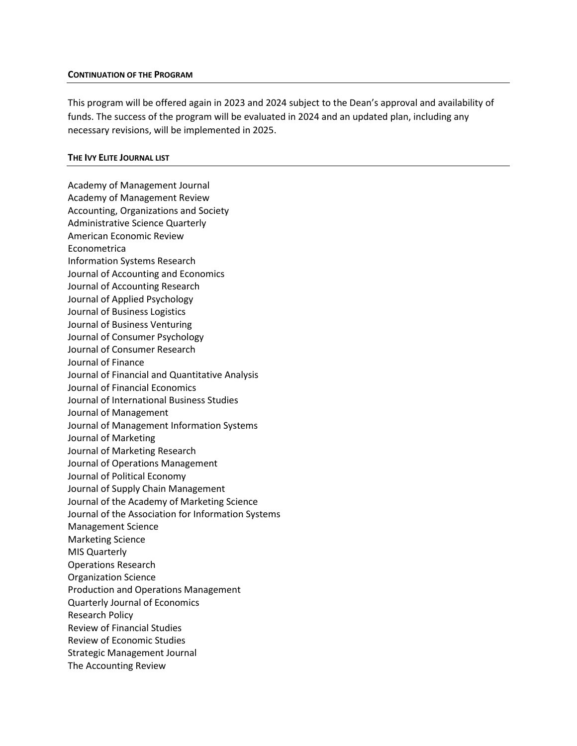## Continuation of the Program

This program will be offered again in 2023 and 2024 subject to the Dean's approval and availability of funds. The success of the program will be evaluated in 2024 and an updated plan, including any necessary revisions, will be implemented in 2025.

## The Ivy Elite Journal list

Academy of Management Journal
Academy of Management Review
Accounting, Organizations and Society
Administrative Science Quarterly
American Economic Review
Econometrica
Information Systems Research
Journal of Accounting and Economics
Journal of Accounting Research
Journal of Applied Psychology
Journal of Business Logistics
Journal of Business Venturing
Journal of Consumer Psychology
Journal of Consumer Research
Journal of Finance
Journal of Financial and Quantitative Analysis
Journal of Financial Economics
Journal of International Business Studies
Journal of Management
Journal of Management Information Systems
Journal of Marketing
Journal of Marketing Research
Journal of Operations Management
Journal of Political Economy
Journal of Supply Chain Management
Journal of the Academy of Marketing Science
Journal of the Association for Information Systems
Management Science
Marketing Science
MIS Quarterly
Operations Research
Organization Science
Production and Operations Management
Quarterly Journal of Economics
Research Policy
Review of Financial Studies
Review of Economic Studies
Strategic Management Journal
The Accounting Review